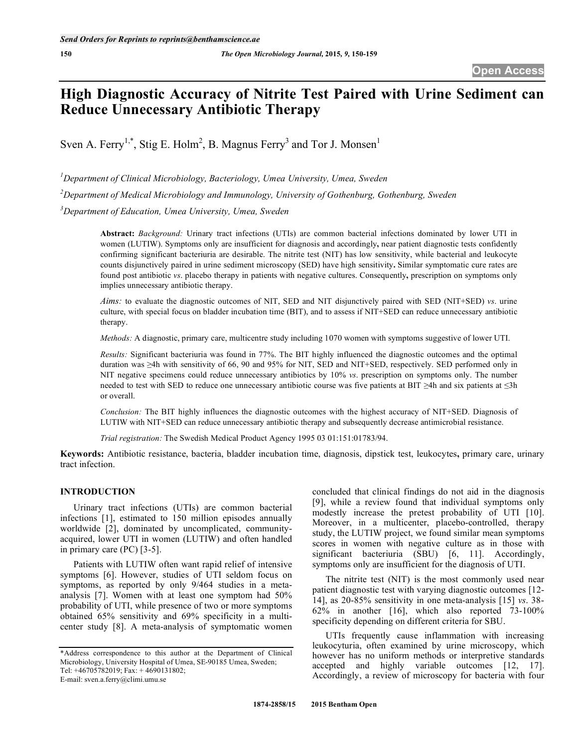# High Diagnostic Accuracy of Nitrite Test Paired with Urine Sediment can Reduce Unnecessary Antibiotic Therapy

Sven A. Ferry[1,*], Stig E. Holm[2], B. Magnus Ferry[3] and Tor J. Monsen[1]

[1]Department of Clinical Microbiology, Bacteriology, Umea University, Umea, Sweden

[2]Department of Medical Microbiology and Immunology, University of Gothenburg, Gothenburg, Sweden

[3]Department of Education, Umea University, Umea, Sweden

**Abstract:** *Background:* Urinary tract infections (UTIs) are common bacterial infections dominated by lower UTI in women (LUTIW). Symptoms only are insufficient for diagnosis and accordingly**,** near patient diagnostic tests confidently confirming significant bacteriuria are desirable. The nitrite test (NIT) has low sensitivity, while bacterial and leukocyte counts disjunctively paired in urine sediment microscopy (SED) have high sensitivity**.** Similar symptomatic cure rates are found post antibiotic *vs*. placebo therapy in patients with negative cultures. Consequently**,** prescription on symptoms only implies unnecessary antibiotic therapy.

*Aims:* to evaluate the diagnostic outcomes of NIT, SED and NIT disjunctively paired with SED (NIT+SED) *vs*. urine culture, with special focus on bladder incubation time (BIT), and to assess if NIT+SED can reduce unnecessary antibiotic therapy.

*Methods:* A diagnostic, primary care, multicentre study including 1070 women with symptoms suggestive of lower UTI.

*Results:* Significant bacteriuria was found in 77%. The BIT highly influenced the diagnostic outcomes and the optimal duration was ≥4h with sensitivity of 66, 90 and 95% for NIT, SED and NIT+SED, respectively. SED performed only in NIT negative specimens could reduce unnecessary antibiotics by 10% *vs*. prescription on symptoms only. The number needed to test with SED to reduce one unnecessary antibiotic course was five patients at BIT ≥4h and six patients at ≤3h or overall.

*Conclusion:* The BIT highly influences the diagnostic outcomes with the highest accuracy of NIT+SED. Diagnosis of LUTIW with NIT+SED can reduce unnecessary antibiotic therapy and subsequently decrease antimicrobial resistance.

*Trial registration:* The Swedish Medical Product Agency 1995 03 01:151:01783/94.

**Keywords:** Antibiotic resistance, bacteria, bladder incubation time, diagnosis, dipstick test, leukocytes**,** primary care, urinary tract infection.

## INTRODUCTION

Urinary tract infections (UTIs) are common bacterial infections [1], estimated to 150 million episodes annually worldwide [2], dominated by uncomplicated, community-acquired, lower UTI in women (LUTIW) and often handled in primary care (PC) [3-5].

Patients with LUTIW often want rapid relief of intensive symptoms [6]. However, studies of UTI seldom focus on symptoms, as reported by only 9/464 studies in a meta-analysis [7]. Women with at least one symptom had 50% probability of UTI, while presence of two or more symptoms obtained 65% sensitivity and 69% specificity in a multicenter study [8]. A meta-analysis of symptomatic women concluded that clinical findings do not aid in the diagnosis [9], while a review found that individual symptoms only modestly increase the pretest probability of UTI [10]. Moreover, in a multicenter, placebo-controlled, therapy study, the LUTIW project, we found similar mean symptoms scores in women with negative culture as in those with significant bacteriuria (SBU) [6, 11]. Accordingly, symptoms only are insufficient for the diagnosis of UTI.

The nitrite test (NIT) is the most commonly used near patient diagnostic test with varying diagnostic outcomes [12-14], as 20-85% sensitivity in one meta-analysis [15] *vs*. 38-62% in another [16], which also reported 73-100% specificity depending on different criteria for SBU.

UTIs frequently cause inflammation with increasing leukocyturia, often examined by urine microscopy, which however has no uniform methods or interpretive standards accepted and highly variable outcomes [12, 17]. Accordingly, a review of microscopy for bacteria with four

*Address correspondence to this author at the Department of Clinical Microbiology, University Hospital of Umea, SE-90185 Umea, Sweden; Tel: +46705782019; Fax: + 4690131802; E-mail: sven.a.ferry@climi.umu.se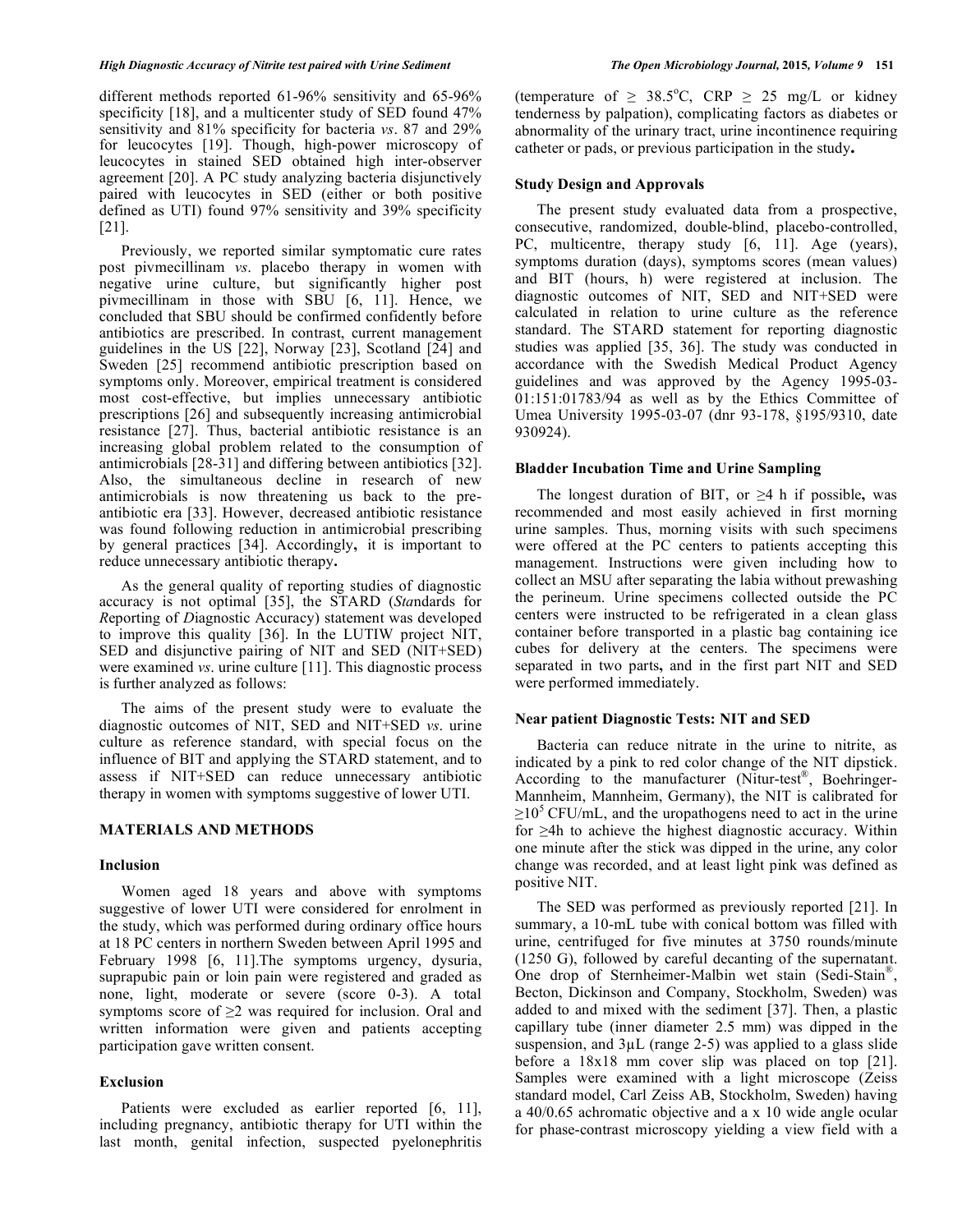different methods reported 61-96% sensitivity and 65-96% specificity [18], and a multicenter study of SED found 47% sensitivity and 81% specificity for bacteria *vs*. 87 and 29% for leucocytes [19]. Though, high-power microscopy of leucocytes in stained SED obtained high inter-observer agreement [20]. A PC study analyzing bacteria disjunctively paired with leucocytes in SED (either or both positive defined as UTI) found 97% sensitivity and 39% specificity [21].

Previously, we reported similar symptomatic cure rates post pivmecillinam *vs*. placebo therapy in women with negative urine culture, but significantly higher post pivmecillinam in those with SBU [6, 11]. Hence, we concluded that SBU should be confirmed confidently before antibiotics are prescribed. In contrast, current management guidelines in the US [22], Norway [23], Scotland [24] and Sweden [25] recommend antibiotic prescription based on symptoms only. Moreover, empirical treatment is considered most cost-effective, but implies unnecessary antibiotic prescriptions [26] and subsequently increasing antimicrobial resistance [27]. Thus, bacterial antibiotic resistance is an increasing global problem related to the consumption of antimicrobials [28-31] and differing between antibiotics [32]. Also, the simultaneous decline in research of new antimicrobials is now threatening us back to the pre-antibiotic era [33]. However, decreased antibiotic resistance was found following reduction in antimicrobial prescribing by general practices [34]. Accordingly**,** it is important to reduce unnecessary antibiotic therapy**.**

As the general quality of reporting studies of diagnostic accuracy is not optimal [35], the STARD (*Sta*ndards for *R*eporting of *D*iagnostic Accuracy) statement was developed to improve this quality [36]. In the LUTIW project NIT, SED and disjunctive pairing of NIT and SED (NIT+SED) were examined *vs*. urine culture [11]. This diagnostic process is further analyzed as follows:

The aims of the present study were to evaluate the diagnostic outcomes of NIT, SED and NIT+SED *vs*. urine culture as reference standard, with special focus on the influence of BIT and applying the STARD statement, and to assess if NIT+SED can reduce unnecessary antibiotic therapy in women with symptoms suggestive of lower UTI.

## MATERIALS AND METHODS

### Inclusion

Women aged 18 years and above with symptoms suggestive of lower UTI were considered for enrolment in the study, which was performed during ordinary office hours at 18 PC centers in northern Sweden between April 1995 and February 1998 [6, 11].The symptoms urgency, dysuria, suprapubic pain or loin pain were registered and graded as none, light, moderate or severe (score 0-3). A total symptoms score of ≥2 was required for inclusion. Oral and written information were given and patients accepting participation gave written consent.

### Exclusion

Patients were excluded as earlier reported [6, 11], including pregnancy, antibiotic therapy for UTI within the last month, genital infection, suspected pyelonephritis (temperature of ≥ 38.5°C, CRP ≥ 25 mg/L or kidney tenderness by palpation), complicating factors as diabetes or abnormality of the urinary tract, urine incontinence requiring catheter or pads, or previous participation in the study**.**

### Study Design and Approvals

The present study evaluated data from a prospective, consecutive, randomized, double-blind, placebo-controlled, PC, multicentre, therapy study [6, 11]. Age (years), symptoms duration (days), symptoms scores (mean values) and BIT (hours, h) were registered at inclusion. The diagnostic outcomes of NIT, SED and NIT+SED were calculated in relation to urine culture as the reference standard. The STARD statement for reporting diagnostic studies was applied [35, 36]. The study was conducted in accordance with the Swedish Medical Product Agency guidelines and was approved by the Agency 1995-03-01:151:01783/94 as well as by the Ethics Committee of Umea University 1995-03-07 (dnr 93-178, §195/9310, date 930924).

### Bladder Incubation Time and Urine Sampling

The longest duration of BIT, or ≥4 h if possible**,** was recommended and most easily achieved in first morning urine samples. Thus, morning visits with such specimens were offered at the PC centers to patients accepting this management. Instructions were given including how to collect an MSU after separating the labia without prewashing the perineum. Urine specimens collected outside the PC centers were instructed to be refrigerated in a clean glass container before transported in a plastic bag containing ice cubes for delivery at the centers. The specimens were separated in two parts**,** and in the first part NIT and SED were performed immediately.

### Near patient Diagnostic Tests: NIT and SED

Bacteria can reduce nitrate in the urine to nitrite, as indicated by a pink to red color change of the NIT dipstick. According to the manufacturer (Nitur-test®, Boehringer-Mannheim, Mannheim, Germany), the NIT is calibrated for $\geq 10^5$ CFU/mL, and the uropathogens need to act in the urine for ≥4h to achieve the highest diagnostic accuracy. Within one minute after the stick was dipped in the urine, any color change was recorded, and at least light pink was defined as positive NIT.

The SED was performed as previously reported [21]. In summary, a 10-mL tube with conical bottom was filled with urine, centrifuged for five minutes at 3750 rounds/minute (1250 G), followed by careful decanting of the supernatant. One drop of Sternheimer-Malbin wet stain (Sedi-Stain®, Becton, Dickinson and Company, Stockholm, Sweden) was added to and mixed with the sediment [37]. Then, a plastic capillary tube (inner diameter 2.5 mm) was dipped in the suspension, and 3μL (range 2-5) was applied to a glass slide before a 18x18 mm cover slip was placed on top [21]. Samples were examined with a light microscope (Zeiss standard model, Carl Zeiss AB, Stockholm, Sweden) having a 40/0.65 achromatic objective and a x 10 wide angle ocular for phase-contrast microscopy yielding a view field with a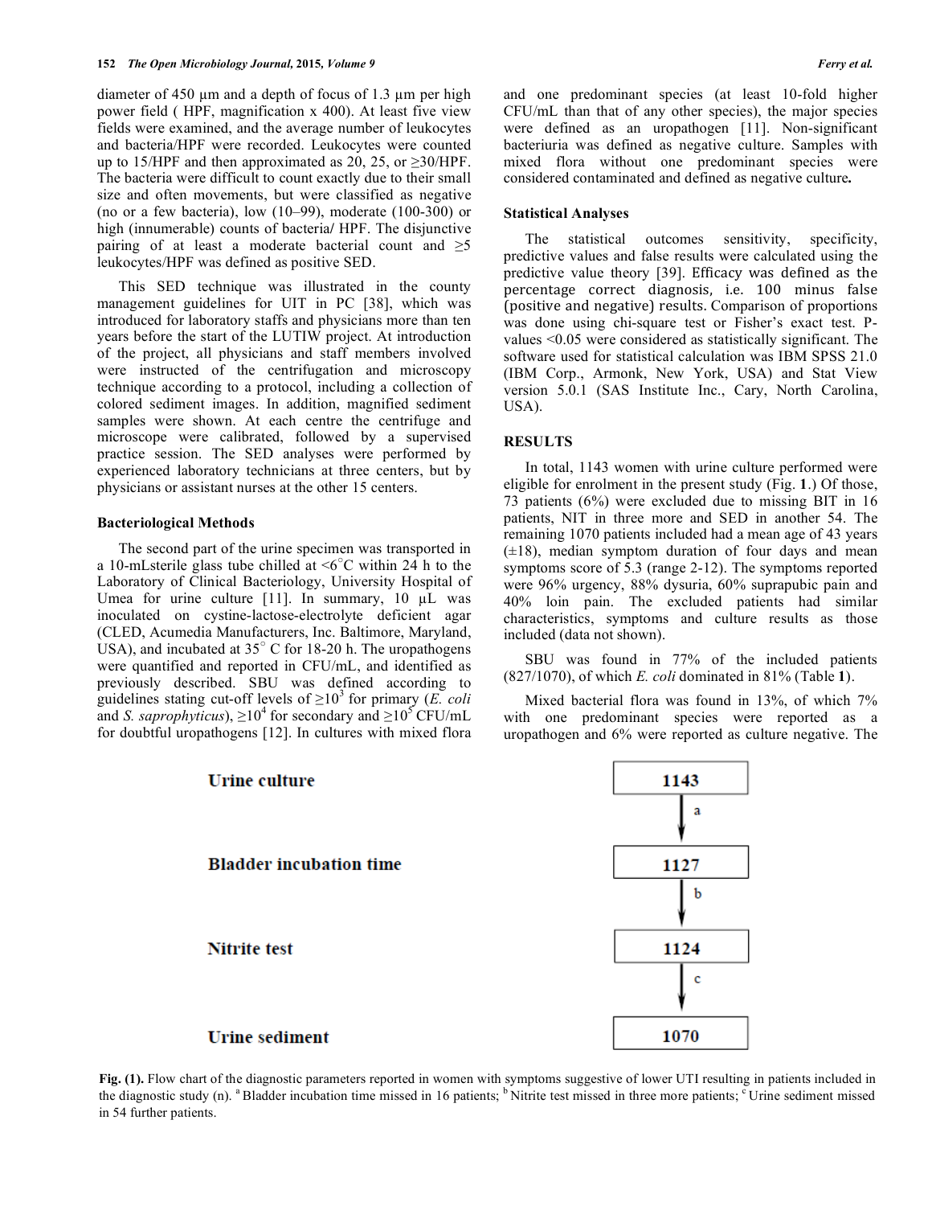diameter of 450 µm and a depth of focus of 1.3 µm per high power field ( HPF, magnification x 400). At least five view fields were examined, and the average number of leukocytes and bacteria/HPF were recorded. Leukocytes were counted up to 15/HPF and then approximated as 20, 25, or ≥30/HPF. The bacteria were difficult to count exactly due to their small size and often movements, but were classified as negative (no or a few bacteria), low (10–99), moderate (100-300) or high (innumerable) counts of bacteria/ HPF. The disjunctive pairing of at least a moderate bacterial count and ≥5 leukocytes/HPF was defined as positive SED.

This SED technique was illustrated in the county management guidelines for UIT in PC [38], which was introduced for laboratory staffs and physicians more than ten years before the start of the LUTIW project. At introduction of the project, all physicians and staff members involved were instructed of the centrifugation and microscopy technique according to a protocol, including a collection of colored sediment images. In addition, magnified sediment samples were shown. At each centre the centrifuge and microscope were calibrated, followed by a supervised practice session. The SED analyses were performed by experienced laboratory technicians at three centers, but by physicians or assistant nurses at the other 15 centers.

### Bacteriological Methods

The second part of the urine specimen was transported in a 10-mLsterile glass tube chilled at <6°C within 24 h to the Laboratory of Clinical Bacteriology, University Hospital of Umea for urine culture [11]. In summary, 10 µL was inoculated on cystine-lactose-electrolyte deficient agar (CLED, Acumedia Manufacturers, Inc. Baltimore, Maryland, USA), and incubated at 35° C for 18-20 h. The uropathogens were quantified and reported in CFU/mL, and identified as previously described. SBU was defined according to guidelines stating cut-off levels of $\geq 10^3$ for primary (*E. coli* and *S. saprophyticus*), $\geq 10^4$ for secondary and $\geq 10^5$ CFU/mL for doubtful uropathogens [12]. In cultures with mixed flora and one predominant species (at least 10-fold higher CFU/mL than that of any other species), the major species were defined as an uropathogen [11]. Non-significant bacteriuria was defined as negative culture. Samples with mixed flora without one predominant species were considered contaminated and defined as negative culture**.**

### Statistical Analyses

The statistical outcomes sensitivity, specificity, predictive values and false results were calculated using the predictive value theory [39]. Efficacy was defined as the percentage correct diagnosis, i.e. 100 minus false (positive and negative) results. Comparison of proportions was done using chi-square test or Fisher's exact test. P-values <0.05 were considered as statistically significant. The software used for statistical calculation was IBM SPSS 21.0 (IBM Corp., Armonk, New York, USA) and Stat View version 5.0.1 (SAS Institute Inc., Cary, North Carolina, USA).

## RESULTS

In total, 1143 women with urine culture performed were eligible for enrolment in the present study (Fig. **1**.) Of those, 73 patients (6%) were excluded due to missing BIT in 16 patients, NIT in three more and SED in another 54. The remaining 1070 patients included had a mean age of 43 years (±18), median symptom duration of four days and mean symptoms score of 5.3 (range 2-12). The symptoms reported were 96% urgency, 88% dysuria, 60% suprapubic pain and 40% loin pain. The excluded patients had similar characteristics, symptoms and culture results as those included (data not shown).

SBU was found in 77% of the included patients (827/1070), of which *E. coli* dominated in 81% (Table **1**).

Mixed bacterial flora was found in 13%, of which 7% with one predominant species were reported as a uropathogen and 6% were reported as culture negative. The

| Step | n |
|---|---|
| Urine culture | 1143 |
| Bladder incubation time [a] | 1127 |
| Nitrite test [b] | 1124 |
| Urine sediment [c] | 1070 |

**Fig. (1).** Flow chart of the diagnostic parameters reported in women with symptoms suggestive of lower UTI resulting in patients included in the diagnostic study (n). [a] Bladder incubation time missed in 16 patients; [b] Nitrite test missed in three more patients; [c] Urine sediment missed in 54 further patients.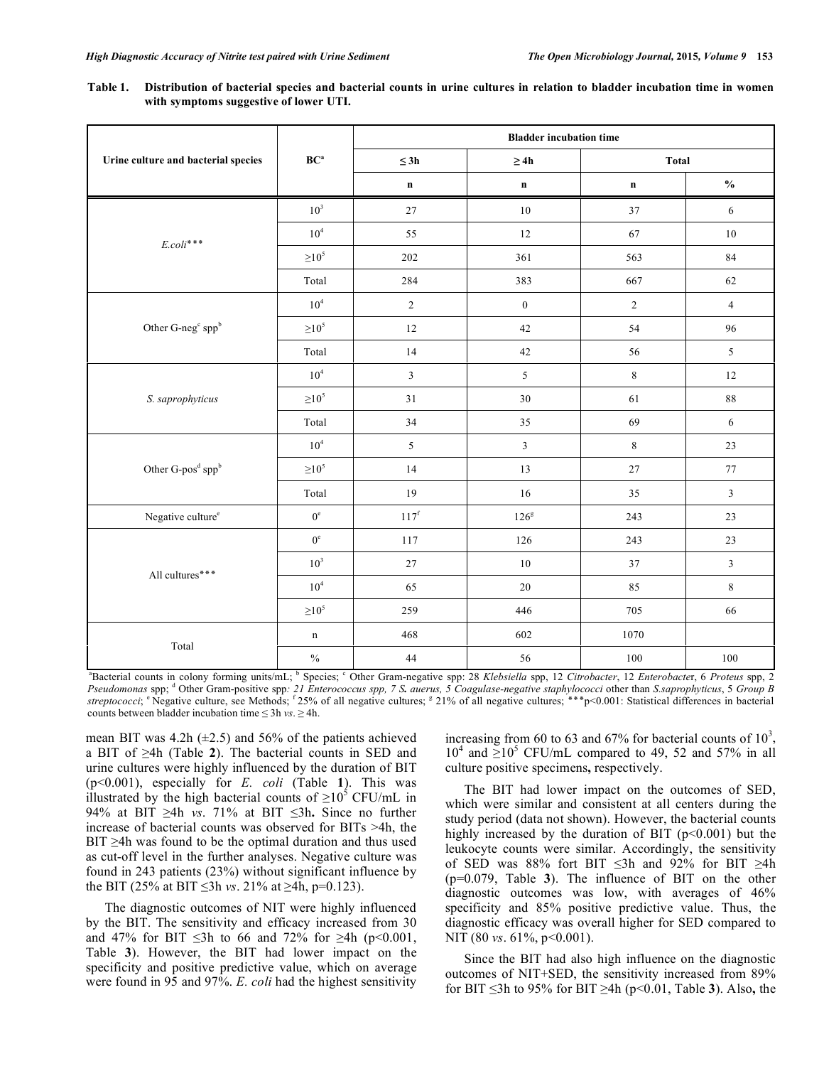**Table 1. Distribution of bacterial species and bacterial counts in urine cultures in relation to bladder incubation time in women with symptoms suggestive of lower UTI.**

| Urine culture and bacterial species | BC[a] | Bladder incubation time | | | |
|---|---|---|---|---|---|
| | | ≤ 3h | ≥ 4h | Total | |
| | | n | n | n | % |
| *E.coli*\*\*\* | $10^3$ | 27 | 10 | 37 | 6 |
| | $10^4$ | 55 | 12 | 67 | 10 |
| | $\geq 10^5$ | 202 | 361 | 563 | 84 |
| | Total | 284 | 383 | 667 | 62 |
| Other G-neg[c] spp[b] | $10^4$ | 2 | 0 | 2 | 4 |
| | $\geq 10^5$ | 12 | 42 | 54 | 96 |
| | Total | 14 | 42 | 56 | 5 |
| *S. saprophyticus* | $10^4$ | 3 | 5 | 8 | 12 |
| | $\geq 10^5$ | 31 | 30 | 61 | 88 |
| | Total | 34 | 35 | 69 | 6 |
| Other G-pos[d] spp[b] | $10^4$ | 5 | 3 | 8 | 23 |
| | $\geq 10^5$ | 14 | 13 | 27 | 77 |
| | Total | 19 | 16 | 35 | 3 |
| Negative culture[e] | 0[e] | 117[f] | 126[g] | 243 | 23 |
| All cultures\*\*\* | 0[e] | 117 | 126 | 243 | 23 |
| | $10^3$ | 27 | 10 | 37 | 3 |
| | $10^4$ | 65 | 20 | 85 | 8 |
| | $\geq 10^5$ | 259 | 446 | 705 | 66 |
| Total | n | 468 | 602 | 1070 | |
| | % | 44 | 56 | 100 | 100 |

[a]Bacterial counts in colony forming units/mL; [b] Species; [c] Other Gram-negative spp: 28 *Klebsiella* spp, 12 *Citrobacter*, 12 *Enterobacter*, 6 *Proteus* spp, 2 *Pseudomonas* spp; [d] Other Gram-positive spp*: 21 Enterococcus spp, 7 **S.** auerus, 5 Coagulase-negative staphylococci* other than *S.saprophyticus*, 5 *Group B streptococci*; [e] Negative culture, see Methods; [f] 25% of all negative cultures; [g] 21% of all negative cultures; \*\*\*p<0.001: Statistical differences in bacterial counts between bladder incubation time ≤ 3h *vs*. ≥ 4h.

mean BIT was 4.2h (±2.5) and 56% of the patients achieved a BIT of ≥4h (Table **2**). The bacterial counts in SED and urine cultures were highly influenced by the duration of BIT (p<0.001), especially for *E. coli* (Table **1**). This was illustrated by the high bacterial counts of $\geq 10^5$ CFU/mL in 94% at BIT ≥4h *vs*. 71% at BIT ≤3h**.** Since no further increase of bacterial counts was observed for BITs >4h, the BIT ≥4h was found to be the optimal duration and thus used as cut-off level in the further analyses. Negative culture was found in 243 patients (23%) without significant influence by the BIT (25% at BIT ≤3h *vs*. 21% at ≥4h, p=0.123).

The diagnostic outcomes of NIT were highly influenced by the BIT. The sensitivity and efficacy increased from 30 and 47% for BIT ≤3h to 66 and 72% for ≥4h (p<0.001, Table **3**). However, the BIT had lower impact on the specificity and positive predictive value, which on average were found in 95 and 97%. *E. coli* had the highest sensitivity increasing from 60 to 63 and 67% for bacterial counts of $10^3$, $10^4$ and $\geq 10^5$ CFU/mL compared to 49, 52 and 57% in all culture positive specimens**,** respectively.

The BIT had lower impact on the outcomes of SED, which were similar and consistent at all centers during the study period (data not shown). However, the bacterial counts highly increased by the duration of BIT (p<0.001) but the leukocyte counts were similar. Accordingly, the sensitivity of SED was 88% fort BIT ≤3h and 92% for BIT ≥4h (p=0.079, Table **3**). The influence of BIT on the other diagnostic outcomes was low, with averages of 46% specificity and 85% positive predictive value. Thus, the diagnostic efficacy was overall higher for SED compared to NIT (80 *vs*. 61%, p<0.001).

Since the BIT had also high influence on the diagnostic outcomes of NIT+SED, the sensitivity increased from 89% for BIT ≤3h to 95% for BIT ≥4h (p<0.01, Table **3**). Also**,** the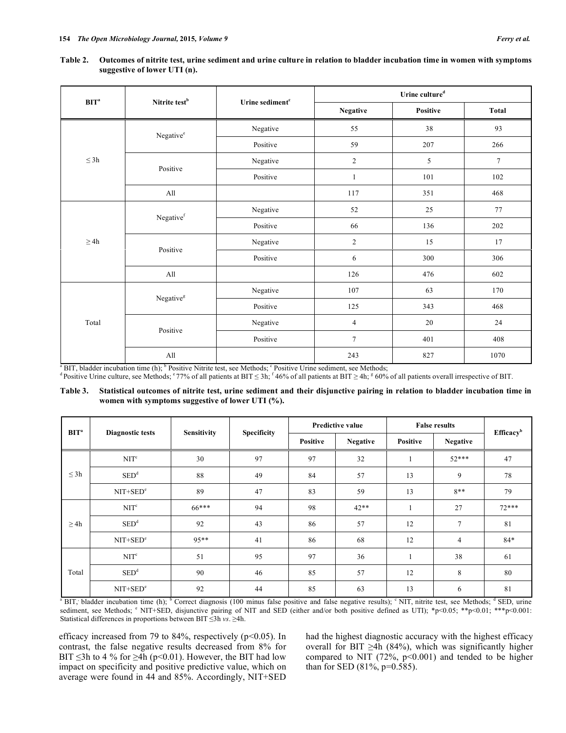**Table 2. Outcomes of nitrite test, urine sediment and urine culture in relation to bladder incubation time in women with symptoms suggestive of lower UTI (n).**

| BIT[a] | Nitrite test[b] | Urine sediment[c] | Urine culture[d] | | |
|---|---|---|---|---|---|
| | | | Negative | Positive | Total |
| ≤ 3h | Negative[e] | Negative | 55 | 38 | 93 |
| | | Positive | 59 | 207 | 266 |
| | Positive | Negative | 2 | 5 | 7 |
| | | Positive | 1 | 101 | 102 |
| | All | | 117 | 351 | 468 |
| ≥ 4h | Negative[f] | Negative | 52 | 25 | 77 |
| | | Positive | 66 | 136 | 202 |
| | Positive | Negative | 2 | 15 | 17 |
| | | Positive | 6 | 300 | 306 |
| | All | | 126 | 476 | 602 |
| Total | Negative[g] | Negative | 107 | 63 | 170 |
| | | Positive | 125 | 343 | 468 |
| | Positive | Negative | 4 | 20 | 24 |
| | | Positive | 7 | 401 | 408 |
| | All | | 243 | 827 | 1070 |

[a] BIT, bladder incubation time (h); [b] Positive Nitrite test, see Methods; [c] Positive Urine sediment, see Methods;
[d] Positive Urine culture, see Methods; [e] 77% of all patients at BIT ≤ 3h; [f] 46% of all patients at BIT ≥ 4h; [g] 60% of all patients overall irrespective of BIT.

**Table 3. Statistical outcomes of nitrite test, urine sediment and their disjunctive pairing in relation to bladder incubation time in women with symptoms suggestive of lower UTI (%).**

| BIT[a] | Diagnostic tests | Sensitivity | Specificity | Predictive value | | False results | | Efficacy[b] |
|---|---|---|---|---|---|---|---|---|
| | | | | Positive | Negative | Positive | Negative | |
| ≤ 3h | NIT[c] | 30 | 97 | 97 | 32 | 1 | 52*** | 47 |
| | SED[d] | 88 | 49 | 84 | 57 | 13 | 9 | 78 |
| | NIT+SED[e] | 89 | 47 | 83 | 59 | 13 | 8** | 79 |
| ≥ 4h | NIT[c] | 66*** | 94 | 98 | 42** | 1 | 27 | 72*** |
| | SED[d] | 92 | 43 | 86 | 57 | 12 | 7 | 81 |
| | NIT+SED[e] | 95** | 41 | 86 | 68 | 12 | 4 | 84* |
| Total | NIT[c] | 51 | 95 | 97 | 36 | 1 | 38 | 61 |
| | SED[d] | 90 | 46 | 85 | 57 | 12 | 8 | 80 |
| | NIT+SED[e] | 92 | 44 | 85 | 63 | 13 | 6 | 81 |

[a] BIT, bladder incubation time (h); [b] Correct diagnosis (100 minus false positive and false negative results); [c] NIT, nitrite test, see Methods; [d] SED, urine sediment, see Methods; [e] NIT+SED, disjunctive pairing of NIT and SED (either and/or both positive defined as UTI); *p<0.05; **p<0.01; ***p<0.001: Statistical differences in proportions between BIT ≤3h *vs*. ≥4h.

efficacy increased from 79 to 84%, respectively (p<0.05). In contrast, the false negative results decreased from 8% for BIT ≤3h to 4 % for ≥4h (p<0.01). However, the BIT had low impact on specificity and positive predictive value, which on average were found in 44 and 85%. Accordingly, NIT+SED had the highest diagnostic accuracy with the highest efficacy overall for BIT ≥4h (84%), which was significantly higher compared to NIT (72%, p<0.001) and tended to be higher than for SED (81%, p=0.585).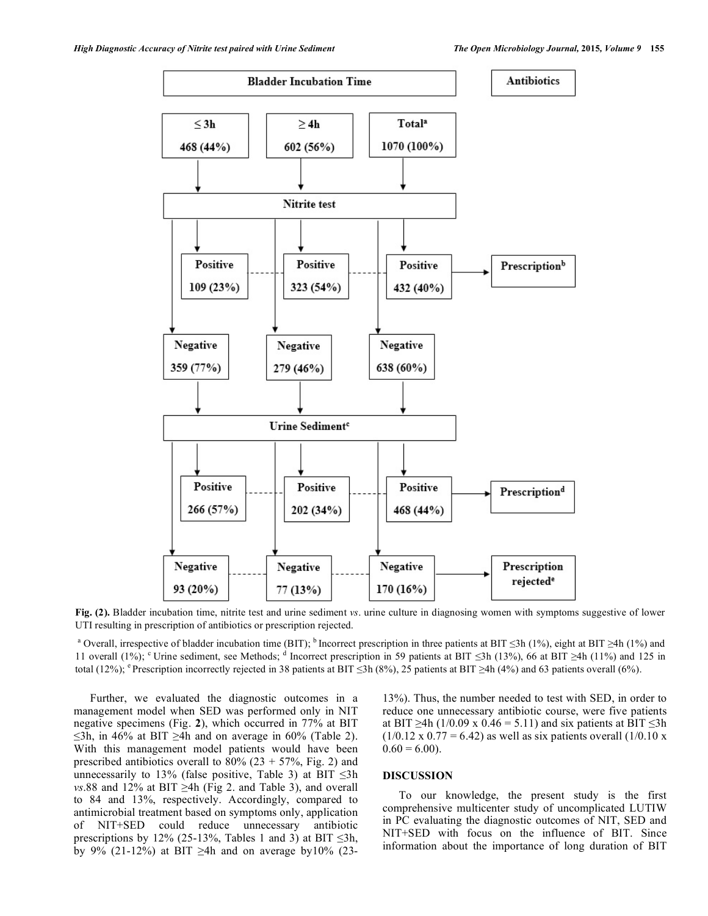**Bladder Incubation Time** | **Antibiotics**

| ≤ 3h | ≥ 4h | Total[a] |
|---|---|---|
| 468 (44%) | 602 (56%) | 1070 (100%) |

**Nitrite test**

| | ≤ 3h | ≥ 4h | Total | |
|---|---|---|---|---|
| Positive | 109 (23%) | 323 (54%) | 432 (40%) | → Prescription[b] |
| Negative | 359 (77%) | 279 (46%) | 638 (60%) | |

**Urine Sediment[c]**

| | ≤ 3h | ≥ 4h | Total | |
|---|---|---|---|---|
| Positive | 266 (57%) | 202 (34%) | 468 (44%) | → Prescription[d] |
| Negative | 93 (20%) | 77 (13%) | 170 (16%) | → Prescription rejected[e] |

**Fig. (2).** Bladder incubation time, nitrite test and urine sediment *vs*. urine culture in diagnosing women with symptoms suggestive of lower UTI resulting in prescription of antibiotics or prescription rejected.

[a] Overall, irrespective of bladder incubation time (BIT); [b] Incorrect prescription in three patients at BIT ≤3h (1%), eight at BIT ≥4h (1%) and 11 overall (1%); [c] Urine sediment, see Methods; [d] Incorrect prescription in 59 patients at BIT ≤3h (13%), 66 at BIT ≥4h (11%) and 125 in total (12%); [e] Prescription incorrectly rejected in 38 patients at BIT ≤3h (8%), 25 patients at BIT ≥4h (4%) and 63 patients overall (6%).

Further, we evaluated the diagnostic outcomes in a management model when SED was performed only in NIT negative specimens (Fig. **2**), which occurred in 77% at BIT ≤3h, in 46% at BIT ≥4h and on average in 60% (Table 2). With this management model patients would have been prescribed antibiotics overall to 80% (23 + 57%, Fig. 2) and unnecessarily to 13% (false positive, Table 3) at BIT ≤3h *vs*.88 and 12% at BIT ≥4h (Fig 2. and Table 3), and overall to 84 and 13%, respectively. Accordingly, compared to antimicrobial treatment based on symptoms only, application of NIT+SED could reduce unnecessary antibiotic prescriptions by 12% (25-13%, Tables 1 and 3) at BIT ≤3h, by 9% (21-12%) at BIT ≥4h and on average by10% (23-13%). Thus, the number needed to test with SED, in order to reduce one unnecessary antibiotic course, were five patients at BIT ≥4h ($1/0.09 \times 0.46 = 5.11$) and six patients at BIT ≤3h ($1/0.12 \times 0.77 = 6.42$) as well as six patients overall ($1/0.10 \times 0.60 = 6.00$).

## DISCUSSION

To our knowledge, the present study is the first comprehensive multicenter study of uncomplicated LUTIW in PC evaluating the diagnostic outcomes of NIT, SED and NIT+SED with focus on the influence of BIT. Since information about the importance of long duration of BIT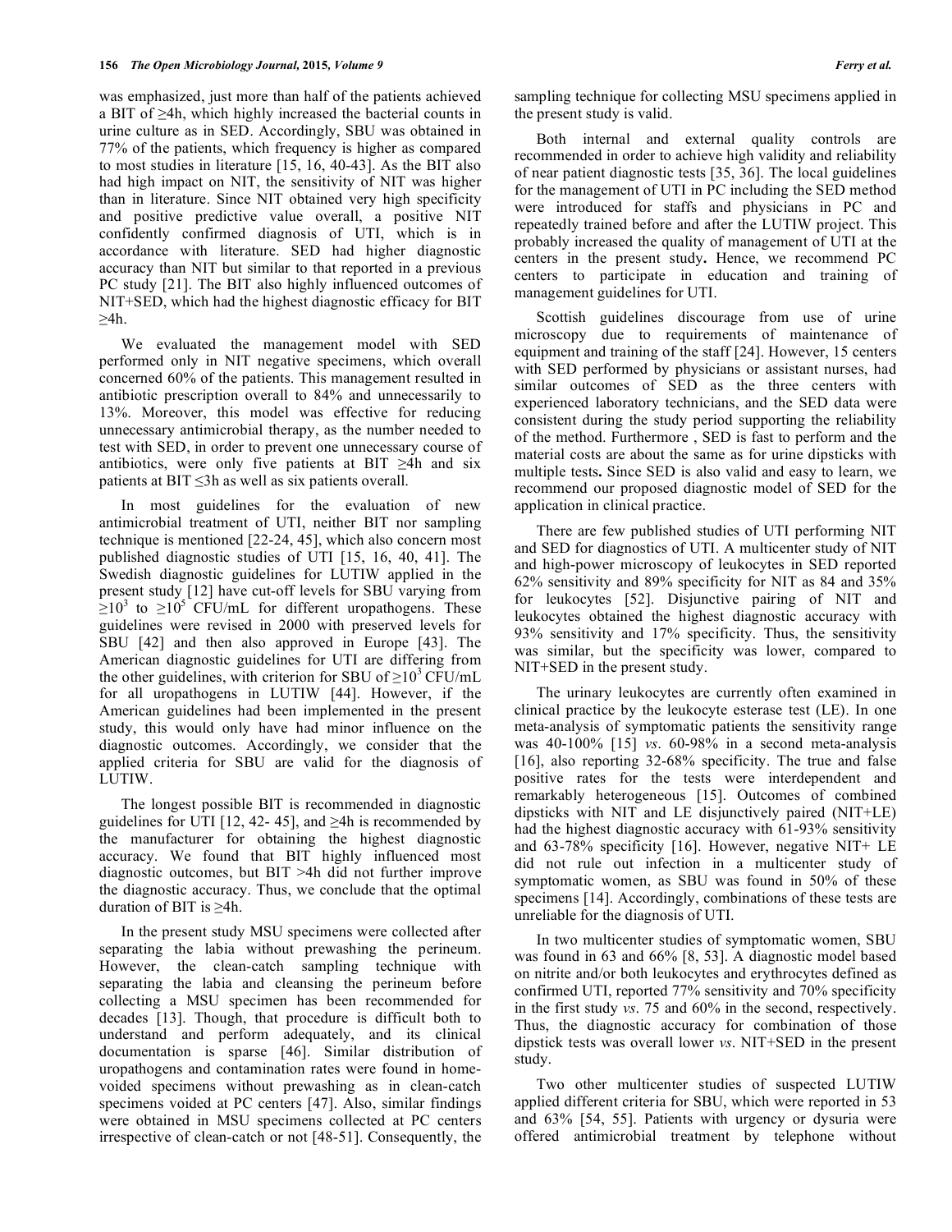was emphasized, just more than half of the patients achieved a BIT of ≥4h, which highly increased the bacterial counts in urine culture as in SED. Accordingly, SBU was obtained in 77% of the patients, which frequency is higher as compared to most studies in literature [15, 16, 40-43]. As the BIT also had high impact on NIT, the sensitivity of NIT was higher than in literature. Since NIT obtained very high specificity and positive predictive value overall, a positive NIT confidently confirmed diagnosis of UTI, which is in accordance with literature. SED had higher diagnostic accuracy than NIT but similar to that reported in a previous PC study [21]. The BIT also highly influenced outcomes of NIT+SED, which had the highest diagnostic efficacy for BIT ≥4h.

We evaluated the management model with SED performed only in NIT negative specimens, which overall concerned 60% of the patients. This management resulted in antibiotic prescription overall to 84% and unnecessarily to 13%. Moreover, this model was effective for reducing unnecessary antimicrobial therapy, as the number needed to test with SED, in order to prevent one unnecessary course of antibiotics, were only five patients at BIT ≥4h and six patients at BIT ≤3h as well as six patients overall.

In most guidelines for the evaluation of new antimicrobial treatment of UTI, neither BIT nor sampling technique is mentioned [22-24, 45], which also concern most published diagnostic studies of UTI [15, 16, 40, 41]. The Swedish diagnostic guidelines for LUTIW applied in the present study [12] have cut-off levels for SBU varying from $\geq 10^3$ to $\geq 10^5$ CFU/mL for different uropathogens. These guidelines were revised in 2000 with preserved levels for SBU [42] and then also approved in Europe [43]. The American diagnostic guidelines for UTI are differing from the other guidelines, with criterion for SBU of $\geq 10^3$ CFU/mL for all uropathogens in LUTIW [44]. However, if the American guidelines had been implemented in the present study, this would only have had minor influence on the diagnostic outcomes. Accordingly, we consider that the applied criteria for SBU are valid for the diagnosis of LUTIW.

The longest possible BIT is recommended in diagnostic guidelines for UTI [12, 42- 45], and ≥4h is recommended by the manufacturer for obtaining the highest diagnostic accuracy. We found that BIT highly influenced most diagnostic outcomes, but BIT >4h did not further improve the diagnostic accuracy. Thus, we conclude that the optimal duration of BIT is ≥4h.

In the present study MSU specimens were collected after separating the labia without prewashing the perineum. However, the clean-catch sampling technique with separating the labia and cleansing the perineum before collecting a MSU specimen has been recommended for decades [13]. Though, that procedure is difficult both to understand and perform adequately, and its clinical documentation is sparse [46]. Similar distribution of uropathogens and contamination rates were found in home-voided specimens without prewashing as in clean-catch specimens voided at PC centers [47]. Also, similar findings were obtained in MSU specimens collected at PC centers irrespective of clean-catch or not [48-51]. Consequently, the sampling technique for collecting MSU specimens applied in the present study is valid.

Both internal and external quality controls are recommended in order to achieve high validity and reliability of near patient diagnostic tests [35, 36]. The local guidelines for the management of UTI in PC including the SED method were introduced for staffs and physicians in PC and repeatedly trained before and after the LUTIW project. This probably increased the quality of management of UTI at the centers in the present study**.** Hence, we recommend PC centers to participate in education and training of management guidelines for UTI.

Scottish guidelines discourage from use of urine microscopy due to requirements of maintenance of equipment and training of the staff [24]. However, 15 centers with SED performed by physicians or assistant nurses, had similar outcomes of SED as the three centers with experienced laboratory technicians, and the SED data were consistent during the study period supporting the reliability of the method. Furthermore , SED is fast to perform and the material costs are about the same as for urine dipsticks with multiple tests**.** Since SED is also valid and easy to learn, we recommend our proposed diagnostic model of SED for the application in clinical practice.

There are few published studies of UTI performing NIT and SED for diagnostics of UTI. A multicenter study of NIT and high-power microscopy of leukocytes in SED reported 62% sensitivity and 89% specificity for NIT as 84 and 35% for leukocytes [52]. Disjunctive pairing of NIT and leukocytes obtained the highest diagnostic accuracy with 93% sensitivity and 17% specificity. Thus, the sensitivity was similar, but the specificity was lower, compared to NIT+SED in the present study.

The urinary leukocytes are currently often examined in clinical practice by the leukocyte esterase test (LE). In one meta-analysis of symptomatic patients the sensitivity range was 40-100% [15] *vs*. 60-98% in a second meta-analysis [16], also reporting 32-68% specificity. The true and false positive rates for the tests were interdependent and remarkably heterogeneous [15]. Outcomes of combined dipsticks with NIT and LE disjunctively paired (NIT+LE) had the highest diagnostic accuracy with 61-93% sensitivity and 63-78% specificity [16]. However, negative NIT+ LE did not rule out infection in a multicenter study of symptomatic women, as SBU was found in 50% of these specimens [14]. Accordingly, combinations of these tests are unreliable for the diagnosis of UTI.

In two multicenter studies of symptomatic women, SBU was found in 63 and 66% [8, 53]. A diagnostic model based on nitrite and/or both leukocytes and erythrocytes defined as confirmed UTI, reported 77% sensitivity and 70% specificity in the first study *vs*. 75 and 60% in the second, respectively. Thus, the diagnostic accuracy for combination of those dipstick tests was overall lower *vs*. NIT+SED in the present study.

Two other multicenter studies of suspected LUTIW applied different criteria for SBU, which were reported in 53 and 63% [54, 55]. Patients with urgency or dysuria were offered antimicrobial treatment by telephone without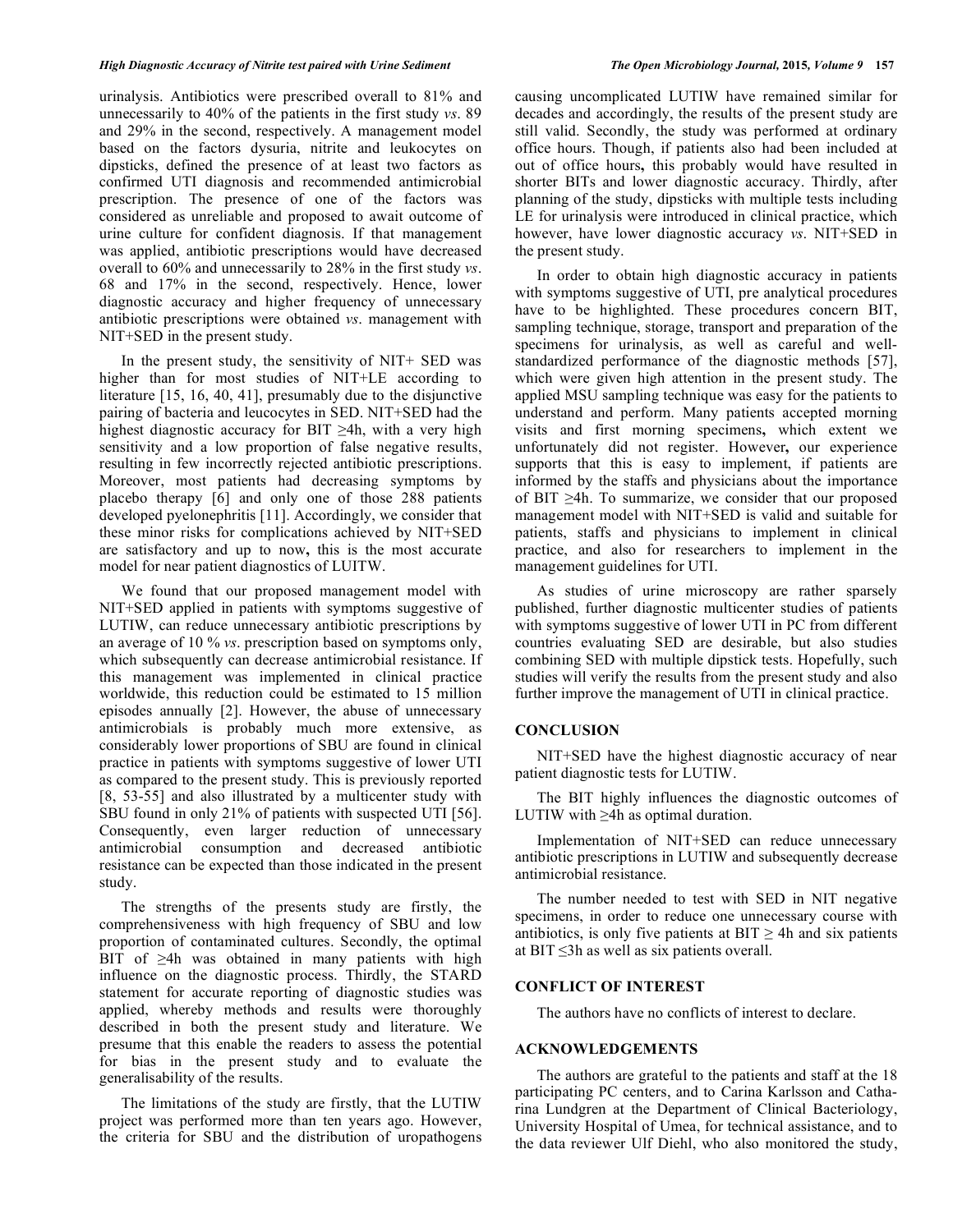urinalysis. Antibiotics were prescribed overall to 81% and unnecessarily to 40% of the patients in the first study *vs*. 89 and 29% in the second, respectively. A management model based on the factors dysuria, nitrite and leukocytes on dipsticks, defined the presence of at least two factors as confirmed UTI diagnosis and recommended antimicrobial prescription. The presence of one of the factors was considered as unreliable and proposed to await outcome of urine culture for confident diagnosis. If that management was applied, antibiotic prescriptions would have decreased overall to 60% and unnecessarily to 28% in the first study *vs*. 68 and 17% in the second, respectively. Hence, lower diagnostic accuracy and higher frequency of unnecessary antibiotic prescriptions were obtained *vs*. management with NIT+SED in the present study.

In the present study, the sensitivity of NIT+ SED was higher than for most studies of NIT+LE according to literature [15, 16, 40, 41], presumably due to the disjunctive pairing of bacteria and leucocytes in SED. NIT+SED had the highest diagnostic accuracy for BIT ≥4h, with a very high sensitivity and a low proportion of false negative results, resulting in few incorrectly rejected antibiotic prescriptions. Moreover, most patients had decreasing symptoms by placebo therapy [6] and only one of those 288 patients developed pyelonephritis [11]. Accordingly, we consider that these minor risks for complications achieved by NIT+SED are satisfactory and up to now**,** this is the most accurate model for near patient diagnostics of LUITW.

We found that our proposed management model with NIT+SED applied in patients with symptoms suggestive of LUTIW, can reduce unnecessary antibiotic prescriptions by an average of 10 % *vs*. prescription based on symptoms only, which subsequently can decrease antimicrobial resistance. If this management was implemented in clinical practice worldwide, this reduction could be estimated to 15 million episodes annually [2]. However, the abuse of unnecessary antimicrobials is probably much more extensive, as considerably lower proportions of SBU are found in clinical practice in patients with symptoms suggestive of lower UTI as compared to the present study. This is previously reported [8, 53-55] and also illustrated by a multicenter study with SBU found in only 21% of patients with suspected UTI [56]. Consequently, even larger reduction of unnecessary antimicrobial consumption and decreased antibiotic resistance can be expected than those indicated in the present study.

The strengths of the presents study are firstly, the comprehensiveness with high frequency of SBU and low proportion of contaminated cultures. Secondly, the optimal BIT of ≥4h was obtained in many patients with high influence on the diagnostic process. Thirdly, the STARD statement for accurate reporting of diagnostic studies was applied, whereby methods and results were thoroughly described in both the present study and literature. We presume that this enable the readers to assess the potential for bias in the present study and to evaluate the generalisability of the results.

The limitations of the study are firstly, that the LUTIW project was performed more than ten years ago. However, the criteria for SBU and the distribution of uropathogens causing uncomplicated LUTIW have remained similar for decades and accordingly, the results of the present study are still valid. Secondly, the study was performed at ordinary office hours. Though, if patients also had been included at out of office hours**,** this probably would have resulted in shorter BITs and lower diagnostic accuracy. Thirdly, after planning of the study, dipsticks with multiple tests including LE for urinalysis were introduced in clinical practice, which however, have lower diagnostic accuracy *vs*. NIT+SED in the present study.

In order to obtain high diagnostic accuracy in patients with symptoms suggestive of UTI, pre analytical procedures have to be highlighted. These procedures concern BIT, sampling technique, storage, transport and preparation of the specimens for urinalysis, as well as careful and well-standardized performance of the diagnostic methods [57], which were given high attention in the present study. The applied MSU sampling technique was easy for the patients to understand and perform. Many patients accepted morning visits and first morning specimens**,** which extent we unfortunately did not register. However**,** our experience supports that this is easy to implement, if patients are informed by the staffs and physicians about the importance of BIT ≥4h. To summarize, we consider that our proposed management model with NIT+SED is valid and suitable for patients, staffs and physicians to implement in clinical practice, and also for researchers to implement in the management guidelines for UTI.

As studies of urine microscopy are rather sparsely published, further diagnostic multicenter studies of patients with symptoms suggestive of lower UTI in PC from different countries evaluating SED are desirable, but also studies combining SED with multiple dipstick tests. Hopefully, such studies will verify the results from the present study and also further improve the management of UTI in clinical practice.

## CONCLUSION

NIT+SED have the highest diagnostic accuracy of near patient diagnostic tests for LUTIW.

The BIT highly influences the diagnostic outcomes of LUTIW with ≥4h as optimal duration.

Implementation of NIT+SED can reduce unnecessary antibiotic prescriptions in LUTIW and subsequently decrease antimicrobial resistance.

The number needed to test with SED in NIT negative specimens, in order to reduce one unnecessary course with antibiotics, is only five patients at BIT ≥ 4h and six patients at BIT ≤3h as well as six patients overall.

## CONFLICT OF INTEREST

The authors have no conflicts of interest to declare.

## ACKNOWLEDGEMENTS

The authors are grateful to the patients and staff at the 18 participating PC centers, and to Carina Karlsson and Catharina Lundgren at the Department of Clinical Bacteriology, University Hospital of Umea, for technical assistance, and to the data reviewer Ulf Diehl, who also monitored the study,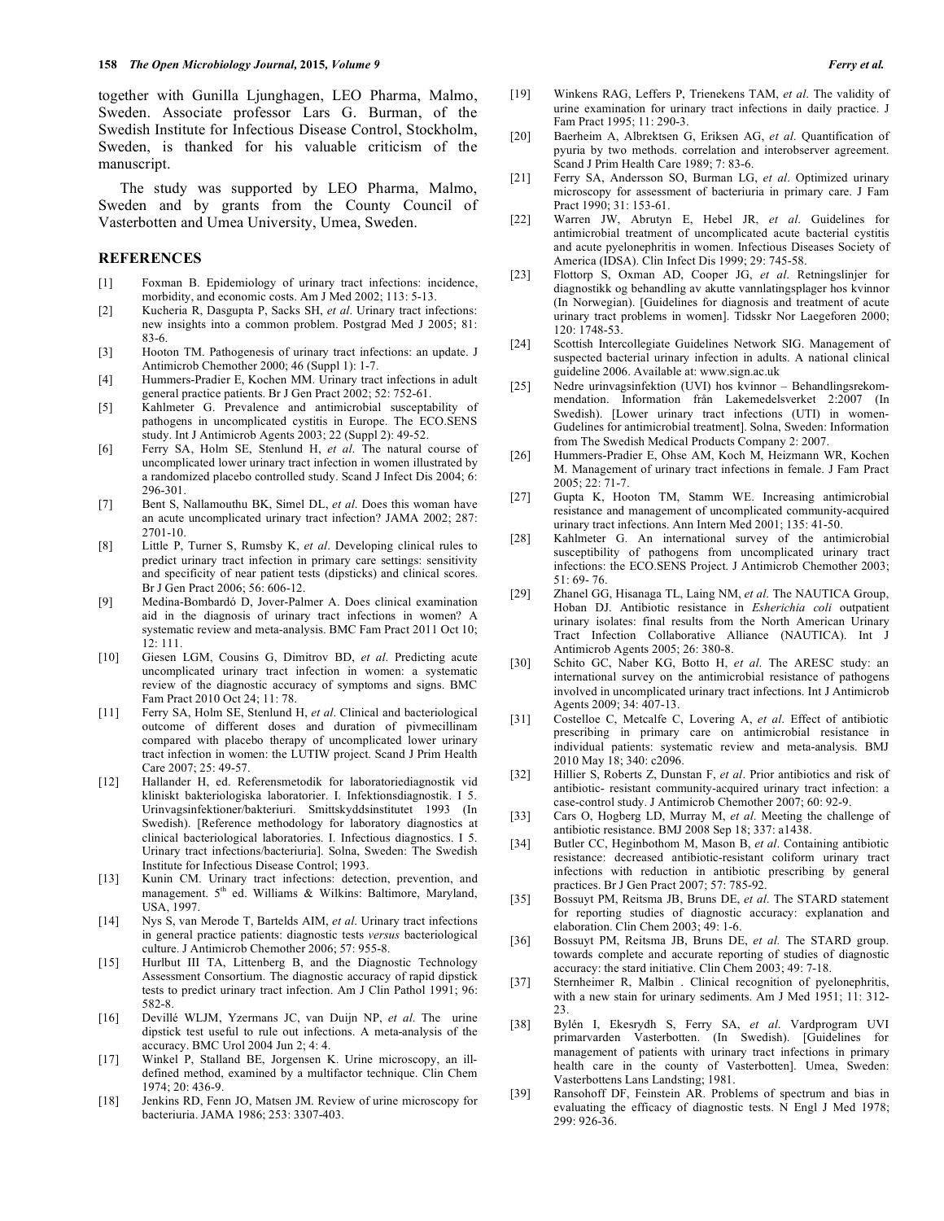together with Gunilla Ljunghagen, LEO Pharma, Malmo, Sweden. Associate professor Lars G. Burman, of the Swedish Institute for Infectious Disease Control, Stockholm, Sweden, is thanked for his valuable criticism of the manuscript.

The study was supported by LEO Pharma, Malmo, Sweden and by grants from the County Council of Vasterbotten and Umea University, Umea, Sweden.

## REFERENCES

[1] Foxman B. Epidemiology of urinary tract infections: incidence, morbidity, and economic costs. Am J Med 2002; 113: 5-13.

[2] Kucheria R, Dasgupta P, Sacks SH, *et al*. Urinary tract infections: new insights into a common problem. Postgrad Med J 2005; 81: 83-6.

[3] Hooton TM. Pathogenesis of urinary tract infections: an update. J Antimicrob Chemother 2000; 46 (Suppl 1): 1-7.

[4] Hummers-Pradier E, Kochen MM. Urinary tract infections in adult general practice patients. Br J Gen Pract 2002; 52: 752-61.

[5] Kahlmeter G. Prevalence and antimicrobial susceptability of pathogens in uncomplicated cystitis in Europe. The ECO.SENS study. Int J Antimicrob Agents 2003; 22 (Suppl 2): 49-52.

[6] Ferry SA, Holm SE, Stenlund H, *et al.* The natural course of uncomplicated lower urinary tract infection in women illustrated by a randomized placebo controlled study. Scand J Infect Dis 2004; 6: 296-301.

[7] Bent S, Nallamouthu BK, Simel DL, *et al*. Does this woman have an acute uncomplicated urinary tract infection? JAMA 2002; 287: 2701-10.

[8] Little P, Turner S, Rumsby K, *et al*. Developing clinical rules to predict urinary tract infection in primary care settings: sensitivity and specificity of near patient tests (dipsticks) and clinical scores. Br J Gen Pract 2006; 56: 606-12.

[9] Medina-Bombardó D, Jover-Palmer A. Does clinical examination aid in the diagnosis of urinary tract infections in women? A systematic review and meta-analysis. BMC Fam Pract 2011 Oct 10; 12: 111.

[10] Giesen LGM, Cousins G, Dimitrov BD, *et al.* Predicting acute uncomplicated urinary tract infection in women: a systematic review of the diagnostic accuracy of symptoms and signs. BMC Fam Pract 2010 Oct 24; 11: 78.

[11] Ferry SA, Holm SE, Stenlund H, *et al*. Clinical and bacteriological outcome of different doses and duration of pivmecillinam compared with placebo therapy of uncomplicated lower urinary tract infection in women: the LUTIW project. Scand J Prim Health Care 2007; 25: 49-57.

[12] Hallander H, ed. Referensmetodik for laboratoriediagnostik vid kliniskt bakteriologiska laboratorier. I. Infektionsdiagnostik. I 5. Urinvagsinfektioner/bakteriuri. Smittskyddsinstitutet 1993 (In Swedish). [Reference methodology for laboratory diagnostics at clinical bacteriological laboratories. I. Infectious diagnostics. I 5. Urinary tract infections/bacteriuria]. Solna, Sweden: The Swedish Institute for Infectious Disease Control; 1993.

[13] Kunin CM. Urinary tract infections: detection, prevention, and management. 5th ed. Williams & Wilkins: Baltimore, Maryland, USA, 1997.

[14] Nys S, van Merode T, Bartelds AIM, *et al*. Urinary tract infections in general practice patients: diagnostic tests *versus* bacteriological culture. J Antimicrob Chemother 2006; 57: 955-8.

[15] Hurlbut III TA, Littenberg B, and the Diagnostic Technology Assessment Consortium. The diagnostic accuracy of rapid dipstick tests to predict urinary tract infection. Am J Clin Pathol 1991; 96: 582-8.

[16] Devillé WLJM, Yzermans JC, van Duijn NP, *et al*. The urine dipstick test useful to rule out infections. A meta-analysis of the accuracy. BMC Urol 2004 Jun 2; 4: 4.

[17] Winkel P, Stalland BE, Jorgensen K. Urine microscopy, an ill-defined method, examined by a multifactor technique. Clin Chem 1974; 20: 436-9.

[18] Jenkins RD, Fenn JO, Matsen JM. Review of urine microscopy for bacteriuria. JAMA 1986; 253: 3307-403.

[19] Winkens RAG, Leffers P, Trienekens TAM, *et al*. The validity of urine examination for urinary tract infections in daily practice. J Fam Pract 1995; 11: 290-3.

[20] Baerheim A, Albrektsen G, Eriksen AG, *et al*. Quantification of pyuria by two methods. correlation and interobserver agreement. Scand J Prim Health Care 1989; 7: 83-6.

[21] Ferry SA, Andersson SO, Burman LG, *et al*. Optimized urinary microscopy for assessment of bacteriuria in primary care. J Fam Pract 1990; 31: 153-61.

[22] Warren JW, Abrutyn E, Hebel JR, *et al*. Guidelines for antimicrobial treatment of uncomplicated acute bacterial cystitis and acute pyelonephritis in women. Infectious Diseases Society of America (IDSA). Clin Infect Dis 1999; 29: 745-58.

[23] Flottorp S, Oxman AD, Cooper JG, *et al*. Retningslinjer for diagnostikk og behandling av akutte vannlatingsplager hos kvinnor (In Norwegian). [Guidelines for diagnosis and treatment of acute urinary tract problems in women]. Tidsskr Nor Laegeforen 2000; 120: 1748-53.

[24] Scottish Intercollegiate Guidelines Network SIG. Management of suspected bacterial urinary infection in adults. A national clinical guideline 2006. Available at: www.sign.ac.uk

[25] Nedre urinvagsinfektion (UVI) hos kvinnor – Behandlingsrekommendation. Information från Lakemedelsverket 2:2007 (In Swedish). [Lower urinary tract infections (UTI) in women- Gudelines for antimicrobial treatment]. Solna, Sweden: Information from The Swedish Medical Products Company 2: 2007.

[26] Hummers-Pradier E, Ohse AM, Koch M, Heizmann WR, Kochen M. Management of urinary tract infections in female. J Fam Pract 2005; 22: 71-7.

[27] Gupta K, Hooton TM, Stamm WE. Increasing antimicrobial resistance and management of uncomplicated community-acquired urinary tract infections. Ann Intern Med 2001; 135: 41-50.

[28] Kahlmeter G. An international survey of the antimicrobial susceptibility of pathogens from uncomplicated urinary tract infections: the ECO.SENS Project. J Antimicrob Chemother 2003; 51: 69- 76.

[29] Zhanel GG, Hisanaga TL, Laing NM, *et al*. The NAUTICA Group, Hoban DJ. Antibiotic resistance in *Esherichia coli* outpatient urinary isolates: final results from the North American Urinary Tract Infection Collaborative Alliance (NAUTICA). Int J Antimicrob Agents 2005; 26: 380-8.

[30] Schito GC, Naber KG, Botto H, *et al*. The ARESC study: an international survey on the antimicrobial resistance of pathogens involved in uncomplicated urinary tract infections. Int J Antimicrob Agents 2009; 34: 407-13.

[31] Costelloe C, Metcalfe C, Lovering A, *et al*. Effect of antibiotic prescribing in primary care on antimicrobial resistance in individual patients: systematic review and meta-analysis. BMJ 2010 May 18; 340: c2096.

[32] Hillier S, Roberts Z, Dunstan F, *et al*. Prior antibiotics and risk of antibiotic- resistant community-acquired urinary tract infection: a case-control study. J Antimicrob Chemother 2007; 60: 92-9.

[33] Cars O, Hogberg LD, Murray M, *et al*. Meeting the challenge of antibiotic resistance. BMJ 2008 Sep 18; 337: a1438.

[34] Butler CC, Heginbothom M, Mason B, *et al*. Containing antibiotic resistance: decreased antibiotic-resistant coliform urinary tract infections with reduction in antibiotic prescribing by general practices. Br J Gen Pract 2007; 57: 785-92.

[35] Bossuyt PM, Reitsma JB, Bruns DE, *et al.* The STARD statement for reporting studies of diagnostic accuracy: explanation and elaboration. Clin Chem 2003; 49: 1-6.

[36] Bossuyt PM, Reitsma JB, Bruns DE, *et al.* The STARD group. towards complete and accurate reporting of studies of diagnostic accuracy: the stard initiative. Clin Chem 2003; 49: 7-18.

[37] Sternheimer R, Malbin . Clinical recognition of pyelonephritis, with a new stain for urinary sediments. Am J Med 1951; 11: 312-23.

[38] Bylén I, Ekesrydh S, Ferry SA, *et al*. Vardprogram UVI primarvarden Vasterbotten. (In Swedish). [Guidelines for management of patients with urinary tract infections in primary health care in the county of Vasterbotten]. Umea, Sweden: Vasterbottens Lans Landsting; 1981.

[39] Ransohoff DF, Feinstein AR. Problems of spectrum and bias in evaluating the efficacy of diagnostic tests. N Engl J Med 1978; 299: 926-36.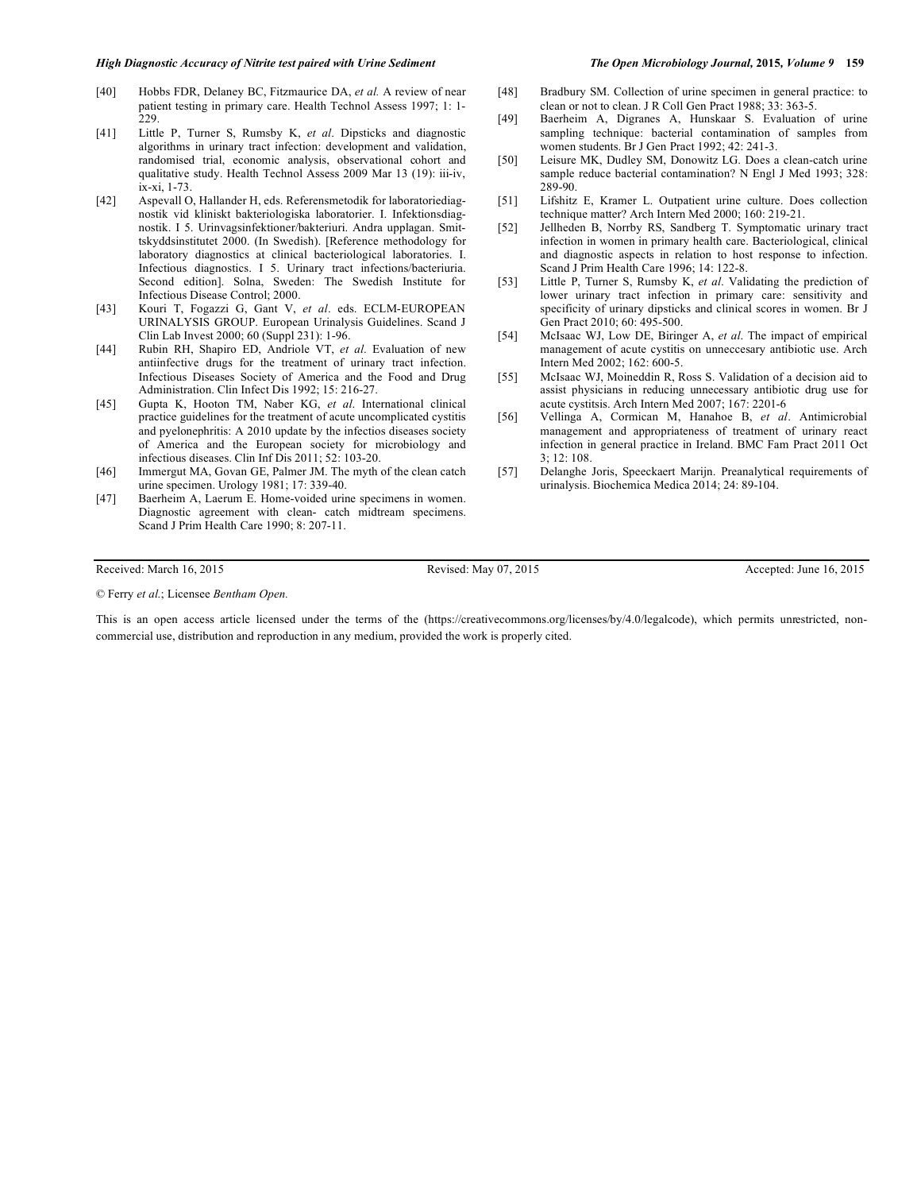[40] Hobbs FDR, Delaney BC, Fitzmaurice DA, *et al.* A review of near patient testing in primary care. Health Technol Assess 1997; 1: 1-229.

[41] Little P, Turner S, Rumsby K, *et al*. Dipsticks and diagnostic algorithms in urinary tract infection: development and validation, randomised trial, economic analysis, observational cohort and qualitative study. Health Technol Assess 2009 Mar 13 (19): iii-iv, ix-xi, 1-73.

[42] Aspevall O, Hallander H, eds. Referensmetodik for laboratoriediagnostik vid kliniskt bakteriologiska laboratorier. I. Infektionsdiagnostik. I 5. Urinvagsinfektioner/bakteriuri. Andra upplagan. Smittskyddsinstitutet 2000. (In Swedish). [Reference methodology for laboratory diagnostics at clinical bacteriological laboratories. I. Infectious diagnostics. I 5. Urinary tract infections/bacteriuria. Second edition]. Solna, Sweden: The Swedish Institute for Infectious Disease Control; 2000.

[43] Kouri T, Fogazzi G, Gant V, *et al*. eds. ECLM-EUROPEAN URINALYSIS GROUP. European Urinalysis Guidelines. Scand J Clin Lab Invest 2000; 60 (Suppl 231): 1-96.

[44] Rubin RH, Shapiro ED, Andriole VT, *et al*. Evaluation of new antiinfective drugs for the treatment of urinary tract infection. Infectious Diseases Society of America and the Food and Drug Administration. Clin Infect Dis 1992; 15: 216-27.

[45] Gupta K, Hooton TM, Naber KG, *et al*. International clinical practice guidelines for the treatment of acute uncomplicated cystitis and pyelonephritis: A 2010 update by the infectios diseases society of America and the European society for microbiology and infectious diseases. Clin Inf Dis 2011; 52: 103-20.

[46] Immergut MA, Govan GE, Palmer JM. The myth of the clean catch urine specimen. Urology 1981; 17: 339-40.

[47] Baerheim A, Laerum E. Home-voided urine specimens in women. Diagnostic agreement with clean- catch midtream specimens. Scand J Prim Health Care 1990; 8: 207-11.

[48] Bradbury SM. Collection of urine specimen in general practice: to clean or not to clean. J R Coll Gen Pract 1988; 33: 363-5.

[49] Baerheim A, Digranes A, Hunskaar S. Evaluation of urine sampling technique: bacterial contamination of samples from women students. Br J Gen Pract 1992; 42: 241-3.

[50] Leisure MK, Dudley SM, Donowitz LG. Does a clean-catch urine sample reduce bacterial contamination? N Engl J Med 1993; 328: 289-90.

[51] Lifshitz E, Kramer L. Outpatient urine culture. Does collection technique matter? Arch Intern Med 2000; 160: 219-21.

[52] Jellheden B, Norrby RS, Sandberg T. Symptomatic urinary tract infection in women in primary health care. Bacteriological, clinical and diagnostic aspects in relation to host response to infection. Scand J Prim Health Care 1996; 14: 122-8.

[53] Little P, Turner S, Rumsby K, *et al*. Validating the prediction of lower urinary tract infection in primary care: sensitivity and specificity of urinary dipsticks and clinical scores in women. Br J Gen Pract 2010; 60: 495-500.

[54] McIsaac WJ, Low DE, Biringer A, *et al*. The impact of empirical management of acute cystitis on unneccesary antibiotic use. Arch Intern Med 2002; 162: 600-5.

[55] McIsaac WJ, Moineddin R, Ross S. Validation of a decision aid to assist physicians in reducing unnecessary antibiotic drug use for acute cystitsis. Arch Intern Med 2007; 167: 2201-6

[56] Vellinga A, Cormican M, Hanahoe B, *et al*. Antimicrobial management and appropriateness of treatment of urinary react infection in general practice in Ireland. BMC Fam Pract 2011 Oct 3; 12: 108.

[57] Delanghe Joris, Speeckaert Marijn. Preanalytical requirements of urinalysis. Biochemica Medica 2014; 24: 89-104.

Received: March 16, 2015 Revised: May 07, 2015 Accepted: June 16, 2015

© Ferry *et al*.; Licensee *Bentham Open.*

This is an open access article licensed under the terms of the (https://creativecommons.org/licenses/by/4.0/legalcode), which permits unrestricted, non-commercial use, distribution and reproduction in any medium, provided the work is properly cited.